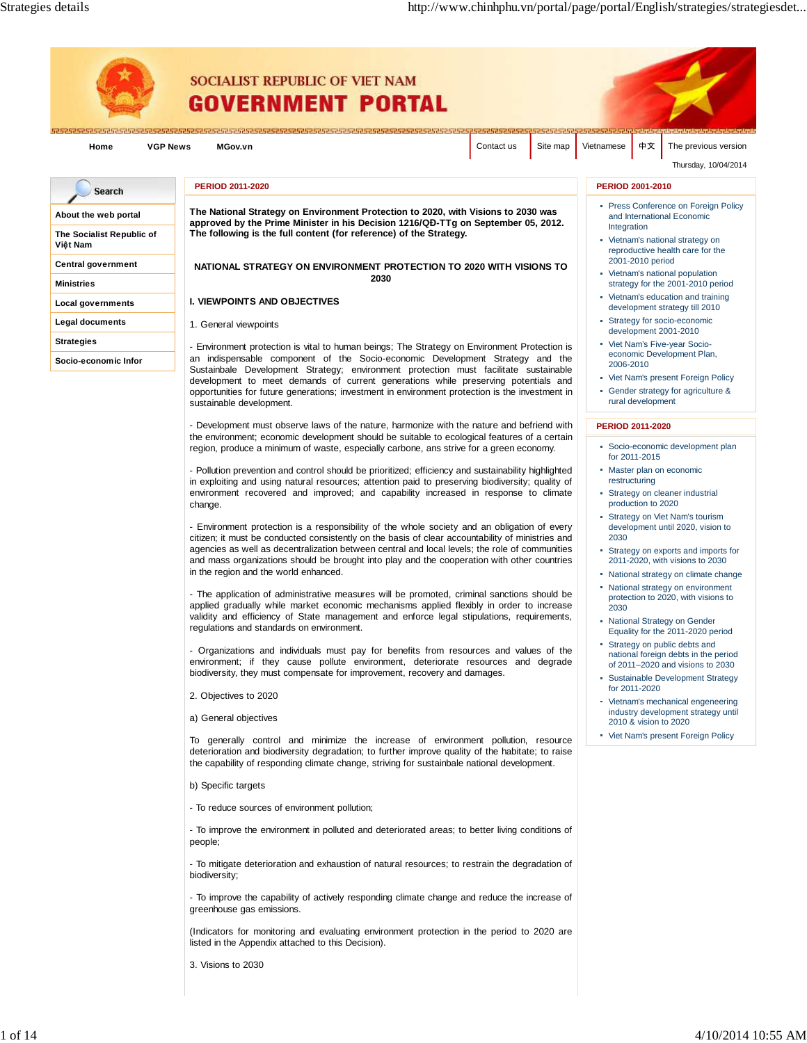SOCIALIST REPUBLIC OF VIET NAM

GOVERNMENT PORTAL

Home | VGP News | MGov.vn | Contact us | Site map | Vietnamese | 中文 | The previous version

Thursday, 10/04/2014

- Search
- About the web portal
- The Socialist Republic of Việt Nam
- Central government
- Ministries
- Local governments
- Legal documents
- Strategies
- Socio-economic Infor

**PERIOD 2011-2020**

**The National Strategy on Environment Protection to 2020, with Visions to 2030 was approved by the Prime Minister in his Decision 1216/QĐ-TTg on September 05, 2012. The following is the full content (for reference) of the Strategy.**

## NATIONAL STRATEGY ON ENVIRONMENT PROTECTION TO 2020 WITH VISIONS TO 2030

### I. VIEWPOINTS AND OBJECTIVES

1. General viewpoints

- Environment protection is vital to human beings; The Strategy on Environment Protection is an indispensable component of the Socio-economic Development Strategy and the Sustainbale Development Strategy; environment protection must facilitate sustainable development to meet demands of current generations while preserving potentials and opportunities for future generations; investment in environment protection is the investment in sustainable development.

- Development must observe laws of the nature, harmonize with the nature and befriend with the environment; economic development should be suitable to ecological features of a certain region, produce a minimum of waste, especially carbone, ans strive for a green economy.

- Pollution prevention and control should be prioritized; efficiency and sustainability highlighted in exploiting and using natural resources; attention paid to preserving biodiversity; quality of environment recovered and improved; and capability increased in response to climate change.

- Environment protection is a responsibility of the whole society and an obligation of every citizen; it must be conducted consistently on the basis of clear accountability of ministries and agencies as well as decentralization between central and local levels; the role of communities and mass organizations should be brought into play and the cooperation with other countries in the region and the world enhanced.

- The application of administrative measures will be promoted, criminal sanctions should be applied gradually while market economic mechanisms applied flexibly in order to increase validity and efficiency of State management and enforce legal stipulations, requirements, regulations and standards on environment.

- Organizations and individuals must pay for benefits from resources and values of the environment; if they cause pollute environment, deteriorate resources and degrade biodiversity, they must compensate for improvement, recovery and damages.

2. Objectives to 2020

a) General objectives

To generally control and minimize the increase of environment pollution, resource deterioration and biodiversity degradation; to further improve quality of the habitate; to raise the capability of responding climate change, striving for sustainable national development.

b) Specific targets

- To reduce sources of environment pollution;

- To improve the environment in polluted and deteriorated areas; to better living conditions of people;

- To mitigate deterioration and exhaustion of natural resources; to restrain the degradation of biodiversity;

- To improve the capability of actively responding climate change and reduce the increase of greenhouse gas emissions.

(Indicators for monitoring and evaluating environment protection in the period to 2020 are listed in the Appendix attached to this Decision).

3. Visions to 2030

**PERIOD 2001-2010**

- Press Conference on Foreign Policy and International Economic Integration
- Vietnam's national strategy on reproductive health care for the 2001-2010 period
- Vietnam's national population strategy for the 2001-2010 period
- Vietnam's education and training development strategy till 2010
- Strategy for socio-economic development 2001-2010
- Viet Nam's Five-year Socio-economic Development Plan, 2006-2010
- Viet Nam's present Foreign Policy
- Gender strategy for agriculture & rural development

**PERIOD 2011-2020**

- Socio-economic development plan for 2011-2015
- Master plan on economic restructuring
- Strategy on cleaner industrial production to 2020
- Strategy on Viet Nam's tourism development until 2020, vision to 2030
- Strategy on exports and imports for 2011-2020, with visions to 2030
- National strategy on climate change
- National strategy on environment protection to 2020, with visions to 2030
- National Strategy on Gender Equality for the 2011-2020 period
- Strategy on public debts and national foreign debts in the period of 2011–2020 and visions to 2030
- Sustainable Development Strategy for 2011-2020
- Vietnam's mechanical engeneering industry development strategy until 2010 & vision to 2020
- Viet Nam's present Foreign Policy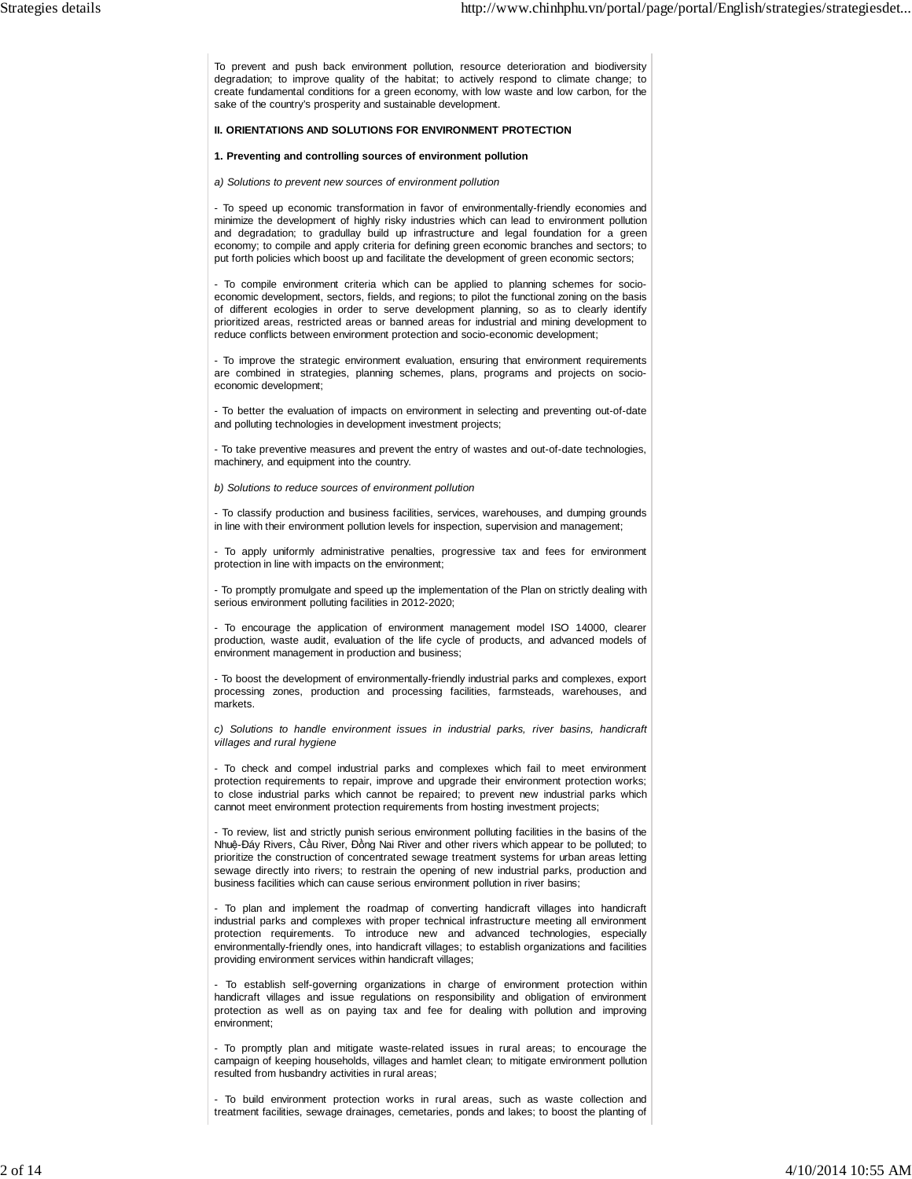To prevent and push back environment pollution, resource deterioration and biodiversity degradation; to improve quality of the habitat; to actively respond to climate change; to create fundamental conditions for a green economy, with low waste and low carbon, for the sake of the country's prosperity and sustainable development.

**II. ORIENTATIONS AND SOLUTIONS FOR ENVIRONMENT PROTECTION**

**1. Preventing and controlling sources of environment pollution**

*a) Solutions to prevent new sources of environment pollution*

- To speed up economic transformation in favor of environmentally-friendly economies and minimize the development of highly risky industries which can lead to environment pollution and degradation; to gradullay build up infrastructure and legal foundation for a green economy; to compile and apply criteria for defining green economic branches and sectors; to put forth policies which boost up and facilitate the development of green economic sectors;

- To compile environment criteria which can be applied to planning schemes for socio-economic development, sectors, fields, and regions; to pilot the functional zoning on the basis of different ecologies in order to serve development planning, so as to clearly identify prioritized areas, restricted areas or banned areas for industrial and mining development to reduce conflicts between environment protection and socio-economic development;

- To improve the strategic environment evaluation, ensuring that environment requirements are combined in strategies, planning schemes, plans, programs and projects on socio-economic development;

- To better the evaluation of impacts on environment in selecting and preventing out-of-date and polluting technologies in development investment projects;

- To take preventive measures and prevent the entry of wastes and out-of-date technologies, machinery, and equipment into the country.

*b) Solutions to reduce sources of environment pollution*

- To classify production and business facilities, services, warehouses, and dumping grounds in line with their environment pollution levels for inspection, supervision and management;

- To apply uniformly administrative penalties, progressive tax and fees for environment protection in line with impacts on the environment;

- To promptly promulgate and speed up the implementation of the Plan on strictly dealing with serious environment polluting facilities in 2012-2020;

- To encourage the application of environment management model ISO 14000, clearer production, waste audit, evaluation of the life cycle of products, and advanced models of environment management in production and business;

- To boost the development of environmentally-friendly industrial parks and complexes, export processing zones, production and processing facilities, farmsteads, warehouses, and markets.

*c) Solutions to handle environment issues in industrial parks, river basins, handicraft villages and rural hygiene*

- To check and compel industrial parks and complexes which fail to meet environment protection requirements to repair, improve and upgrade their environment protection works; to close industrial parks which cannot be repaired; to prevent new industrial parks which cannot meet environment protection requirements from hosting investment projects;

- To review, list and strictly punish serious environment polluting facilities in the basins of the Nhuệ-Đáy Rivers, Cầu River, Đồng Nai River and other rivers which appear to be polluted; to prioritize the construction of concentrated sewage treatment systems for urban areas letting sewage directly into rivers; to restrain the opening of new industrial parks, production and business facilities which can cause serious environment pollution in river basins;

- To plan and implement the roadmap of converting handicraft villages into handicraft industrial parks and complexes with proper technical infrastructure meeting all environment protection requirements. To introduce new and advanced technologies, especially environmentally-friendly ones, into handicraft villages; to establish organizations and facilities providing environment services within handicraft villages;

- To establish self-governing organizations in charge of environment protection within handicraft villages and issue regulations on responsibility and obligation of environment protection as well as on paying tax and fee for dealing with pollution and improving environment;

- To promptly plan and mitigate waste-related issues in rural areas; to encourage the campaign of keeping households, villages and hamlet clean; to mitigate environment pollution resulted from husbandry activities in rural areas;

- To build environment protection works in rural areas, such as waste collection and treatment facilities, sewage drainages, cemetaries, ponds and lakes; to boost the planting of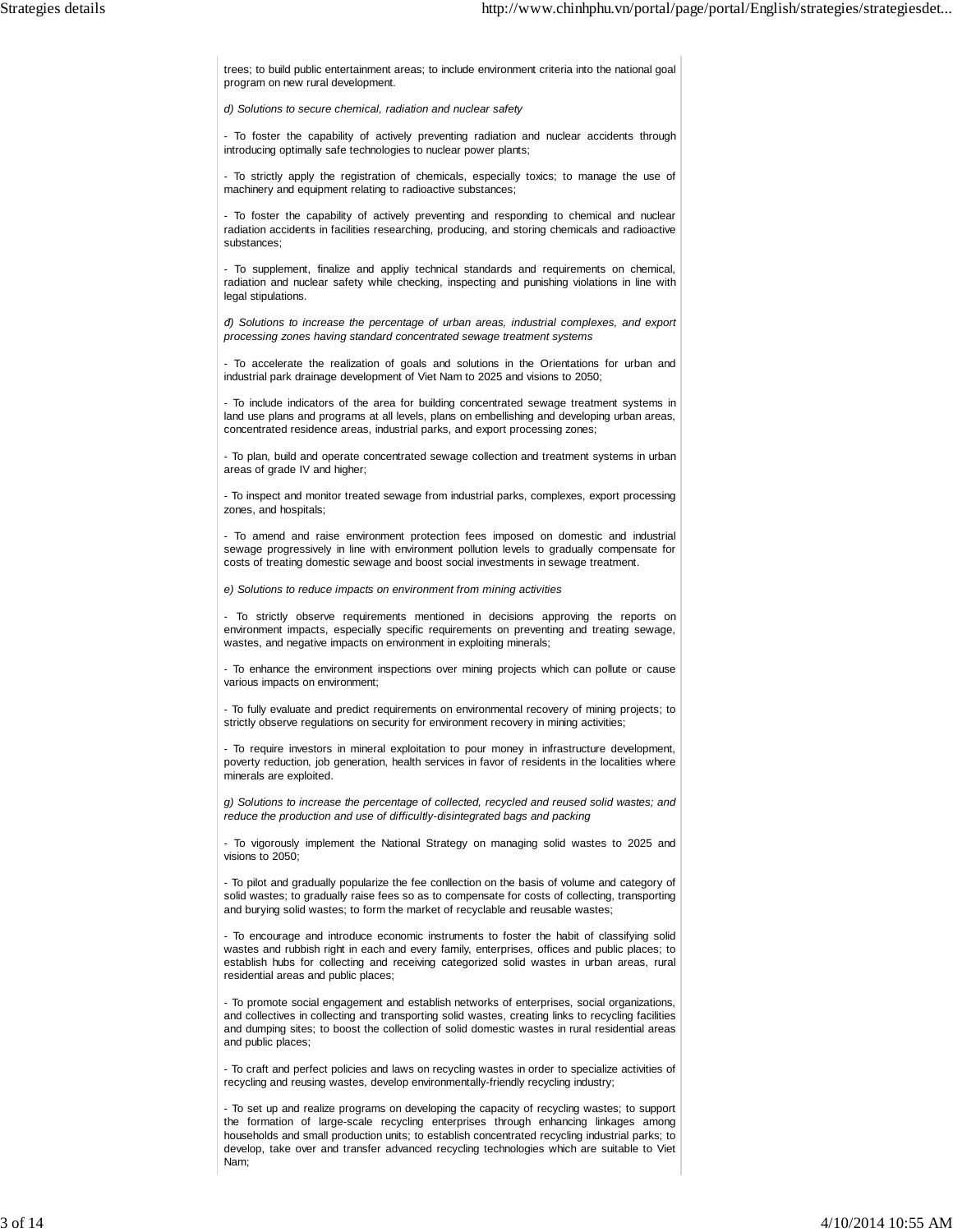trees; to build public entertainment areas; to include environment criteria into the national goal program on new rural development.

*d) Solutions to secure chemical, radiation and nuclear safety*

- To foster the capability of actively preventing radiation and nuclear accidents through introducing optimally safe technologies to nuclear power plants;

- To strictly apply the registration of chemicals, especially toxics; to manage the use of machinery and equipment relating to radioactive substances;

- To foster the capability of actively preventing and responding to chemical and nuclear radiation accidents in facilities researching, producing, and storing chemicals and radioactive substances;

- To supplement, finalize and appliy technical standards and requirements on chemical, radiation and nuclear safety while checking, inspecting and punishing violations in line with legal stipulations.

*đ) Solutions to increase the percentage of urban areas, industrial complexes, and export processing zones having standard concentrated sewage treatment systems*

- To accelerate the realization of goals and solutions in the Orientations for urban and industrial park drainage development of Viet Nam to 2025 and visions to 2050;

- To include indicators of the area for building concentrated sewage treatment systems in land use plans and programs at all levels, plans on embellishing and developing urban areas, concentrated residence areas, industrial parks, and export processing zones;

- To plan, build and operate concentrated sewage collection and treatment systems in urban areas of grade IV and higher;

- To inspect and monitor treated sewage from industrial parks, complexes, export processing zones, and hospitals;

- To amend and raise environment protection fees imposed on domestic and industrial sewage progressively in line with environment pollution levels to gradually compensate for costs of treating domestic sewage and boost social investments in sewage treatment.

*e) Solutions to reduce impacts on environment from mining activities*

- To strictly observe requirements mentioned in decisions approving the reports on environment impacts, especially specific requirements on preventing and treating sewage, wastes, and negative impacts on environment in exploiting minerals;

- To enhance the environment inspections over mining projects which can pollute or cause various impacts on environment;

- To fully evaluate and predict requirements on environmental recovery of mining projects; to strictly observe regulations on security for environment recovery in mining activities;

- To require investors in mineral exploitation to pour money in infrastructure development, poverty reduction, job generation, health services in favor of residents in the localities where minerals are exploited.

*g) Solutions to increase the percentage of collected, recycled and reused solid wastes; and reduce the production and use of difficultly-disintegrated bags and packing*

- To vigorously implement the National Strategy on managing solid wastes to 2025 and visions to 2050;

- To pilot and gradually popularize the fee conllection on the basis of volume and category of solid wastes; to gradually raise fees so as to compensate for costs of collecting, transporting and burying solid wastes; to form the market of recyclable and reusable wastes;

- To encourage and introduce economic instruments to foster the habit of classifying solid wastes and rubbish right in each and every family, enterprises, offices and public places; to establish hubs for collecting and receiving categorized solid wastes in urban areas, rural residential areas and public places;

- To promote social engagement and establish networks of enterprises, social organizations, and collectives in collecting and transporting solid wastes, creating links to recycling facilities and dumping sites; to boost the collection of solid domestic wastes in rural residential areas and public places;

- To craft and perfect policies and laws on recycling wastes in order to specialize activities of recycling and reusing wastes, develop environmentally-friendly recycling industry;

- To set up and realize programs on developing the capacity of recycling wastes; to support the formation of large-scale recycling enterprises through enhancing linkages among households and small production units; to establish concentrated recycling industrial parks; to develop, take over and transfer advanced recycling technologies which are suitable to Viet Nam;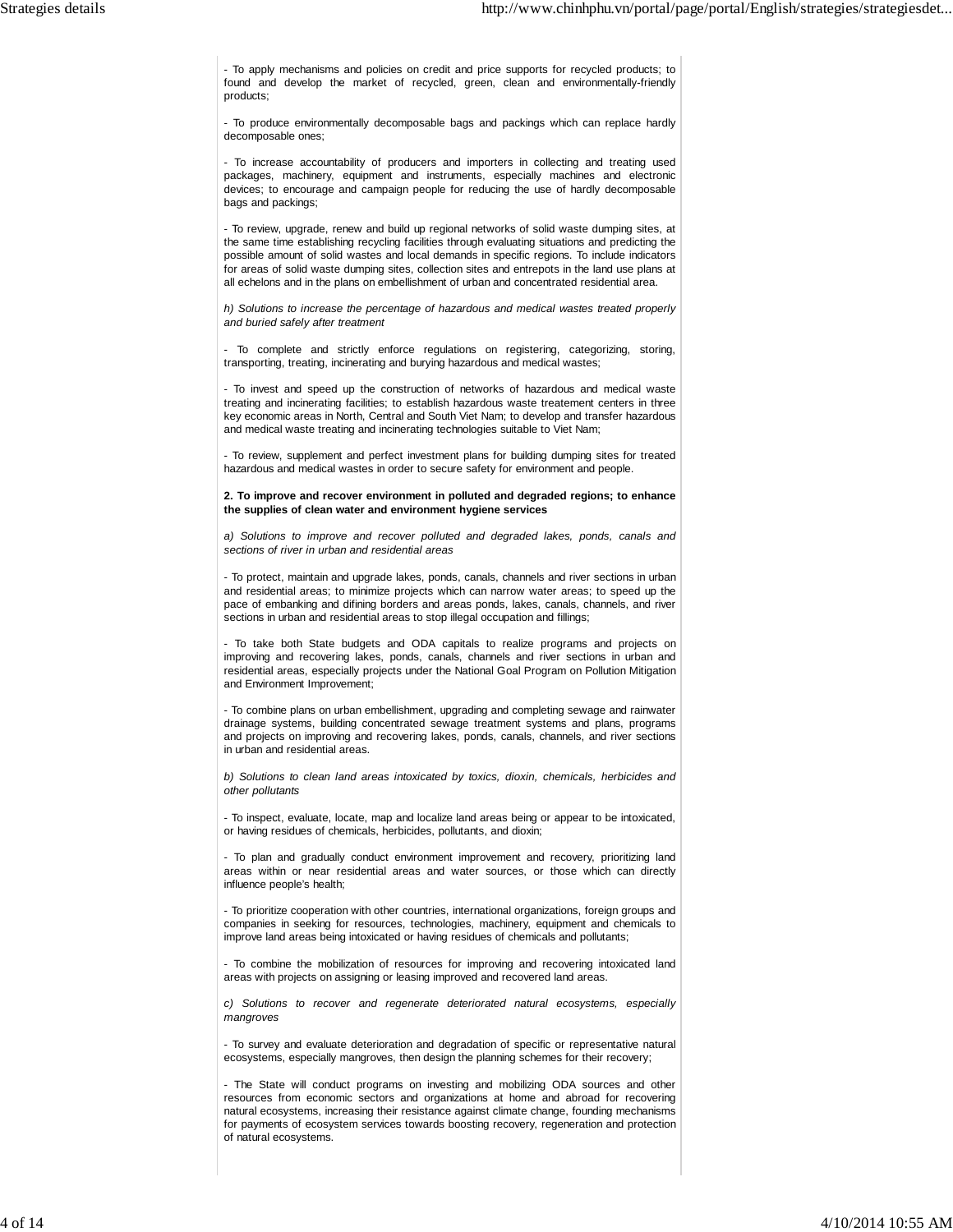- To apply mechanisms and policies on credit and price supports for recycled products; to found and develop the market of recycled, green, clean and environmentally-friendly products;

- To produce environmentally decomposable bags and packings which can replace hardly decomposable ones;

- To increase accountability of producers and importers in collecting and treating used packages, machinery, equipment and instruments, especially machines and electronic devices; to encourage and campaign people for reducing the use of hardly decomposable bags and packings;

- To review, upgrade, renew and build up regional networks of solid waste dumping sites, at the same time establishing recycling facilities through evaluating situations and predicting the possible amount of solid wastes and local demands in specific regions. To include indicators for areas of solid waste dumping sites, collection sites and entrepots in the land use plans at all echelons and in the plans on embellishment of urban and concentrated residential area.

*h) Solutions to increase the percentage of hazardous and medical wastes treated properly and buried safely after treatment*

- To complete and strictly enforce regulations on registering, categorizing, storing, transporting, treating, incinerating and burying hazardous and medical wastes;

- To invest and speed up the construction of networks of hazardous and medical waste treating and incinerating facilities; to establish hazardous waste treatement centers in three key economic areas in North, Central and South Viet Nam; to develop and transfer hazardous and medical waste treating and incinerating technologies suitable to Viet Nam;

- To review, supplement and perfect investment plans for building dumping sites for treated hazardous and medical wastes in order to secure safety for environment and people.

**2. To improve and recover environment in polluted and degraded regions; to enhance the supplies of clean water and environment hygiene services**

*a) Solutions to improve and recover polluted and degraded lakes, ponds, canals and sections of river in urban and residential areas*

- To protect, maintain and upgrade lakes, ponds, canals, channels and river sections in urban and residential areas; to minimize projects which can narrow water areas; to speed up the pace of embanking and difining borders and areas ponds, lakes, canals, channels, and river sections in urban and residential areas to stop illegal occupation and fillings;

- To take both State budgets and ODA capitals to realize programs and projects on improving and recovering lakes, ponds, canals, channels and river sections in urban and residential areas, especially projects under the National Goal Program on Pollution Mitigation and Environment Improvement;

- To combine plans on urban embellishment, upgrading and completing sewage and rainwater drainage systems, building concentrated sewage treatment systems and plans, programs and projects on improving and recovering lakes, ponds, canals, channels, and river sections in urban and residential areas.

*b) Solutions to clean land areas intoxicated by toxics, dioxin, chemicals, herbicides and other pollutants*

- To inspect, evaluate, locate, map and localize land areas being or appear to be intoxicated, or having residues of chemicals, herbicides, pollutants, and dioxin;

- To plan and gradually conduct environment improvement and recovery, prioritizing land areas within or near residential areas and water sources, or those which can directly influence people's health;

- To prioritize cooperation with other countries, international organizations, foreign groups and companies in seeking for resources, technologies, machinery, equipment and chemicals to improve land areas being intoxicated or having residues of chemicals and pollutants;

- To combine the mobilization of resources for improving and recovering intoxicated land areas with projects on assigning or leasing improved and recovered land areas.

*c) Solutions to recover and regenerate deteriorated natural ecosystems, especially mangroves*

- To survey and evaluate deterioration and degradation of specific or representative natural ecosystems, especially mangroves, then design the planning schemes for their recovery;

- The State will conduct programs on investing and mobilizing ODA sources and other resources from economic sectors and organizations at home and abroad for recovering natural ecosystems, increasing their resistance against climate change, founding mechanisms for payments of ecosystem services towards boosting recovery, regeneration and protection of natural ecosystems.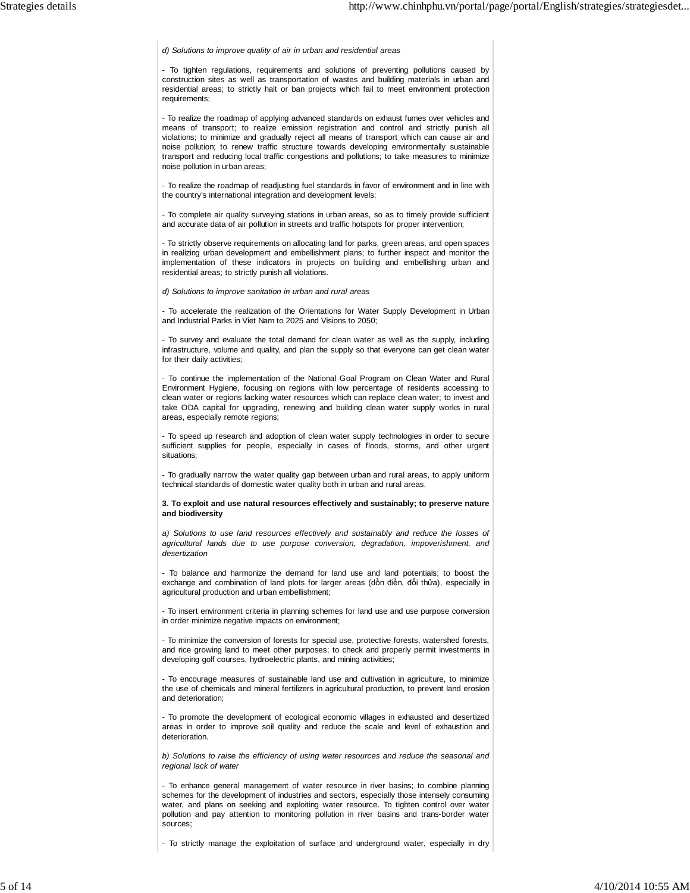*d) Solutions to improve quality of air in urban and residential areas*

- To tighten regulations, requirements and solutions of preventing pollutions caused by construction sites as well as transportation of wastes and building materials in urban and residential areas; to strictly halt or ban projects which fail to meet environment protection requirements;

- To realize the roadmap of applying advanced standards on exhaust fumes over vehicles and means of transport; to realize emission registration and control and strictly punish all violations; to minimize and gradually reject all means of transport which can cause air and noise pollution; to renew traffic structure towards developing environmentally sustainable transport and reducing local traffic congestions and pollutions; to take measures to minimize noise pollution in urban areas;

- To realize the roadmap of readjusting fuel standards in favor of environment and in line with the country's international integration and development levels;

- To complete air quality surveying stations in urban areas, so as to timely provide sufficient and accurate data of air pollution in streets and traffic hotspots for proper intervention;

- To strictly observe requirements on allocating land for parks, green areas, and open spaces in realizing urban development and embellishment plans; to further inspect and monitor the implementation of these indicators in projects on building and embellishing urban and residential areas; to strictly punish all violations.

*đ) Solutions to improve sanitation in urban and rural areas*

- To accelerate the realization of the Orientations for Water Supply Development in Urban and Industrial Parks in Viet Nam to 2025 and Visions to 2050;

- To survey and evaluate the total demand for clean water as well as the supply, including infrastructure, volume and quality, and plan the supply so that everyone can get clean water for their daily activities;

- To continue the implementation of the National Goal Program on Clean Water and Rural Environment Hygiene, focusing on regions with low percentage of residents accessing to clean water or regions lacking water resources which can replace clean water; to invest and take ODA capital for upgrading, renewing and building clean water supply works in rural areas, especially remote regions;

- To speed up research and adoption of clean water supply technologies in order to secure sufficient supplies for people, especially in cases of floods, storms, and other urgent situations;

- To gradually narrow the water quality gap between urban and rural areas, to apply uniform technical standards of domestic water quality both in urban and rural areas.

**3. To exploit and use natural resources effectively and sustainably; to preserve nature and biodiversity**

*a) Solutions to use land resources effectively and sustainably and reduce the losses of agricultural lands due to use purpose conversion, degradation, impoverishment, and desertization*

- To balance and harmonize the demand for land use and land potentials; to boost the exchange and combination of land plots for larger areas (dồn điền, đổi thửa), especially in agricultural production and urban embellishment;

- To insert environment criteria in planning schemes for land use and use purpose conversion in order minimize negative impacts on environment;

- To minimize the conversion of forests for special use, protective forests, watershed forests, and rice growing land to meet other purposes; to check and properly permit investments in developing golf courses, hydroelectric plants, and mining activities;

- To encourage measures of sustainable land use and cultivation in agriculture, to minimize the use of chemicals and mineral fertilizers in agricultural production, to prevent land erosion and deterioration;

- To promote the development of ecological economic villages in exhausted and desertized areas in order to improve soil quality and reduce the scale and level of exhaustion and deterioration.

*b) Solutions to raise the efficiency of using water resources and reduce the seasonal and regional lack of water*

- To enhance general management of water resource in river basins; to combine planning schemes for the development of industries and sectors, especially those intensely consuming water, and plans on seeking and exploiting water resource. To tighten control over water pollution and pay attention to monitoring pollution in river basins and trans-border water sources;

- To strictly manage the exploitation of surface and underground water, especially in dry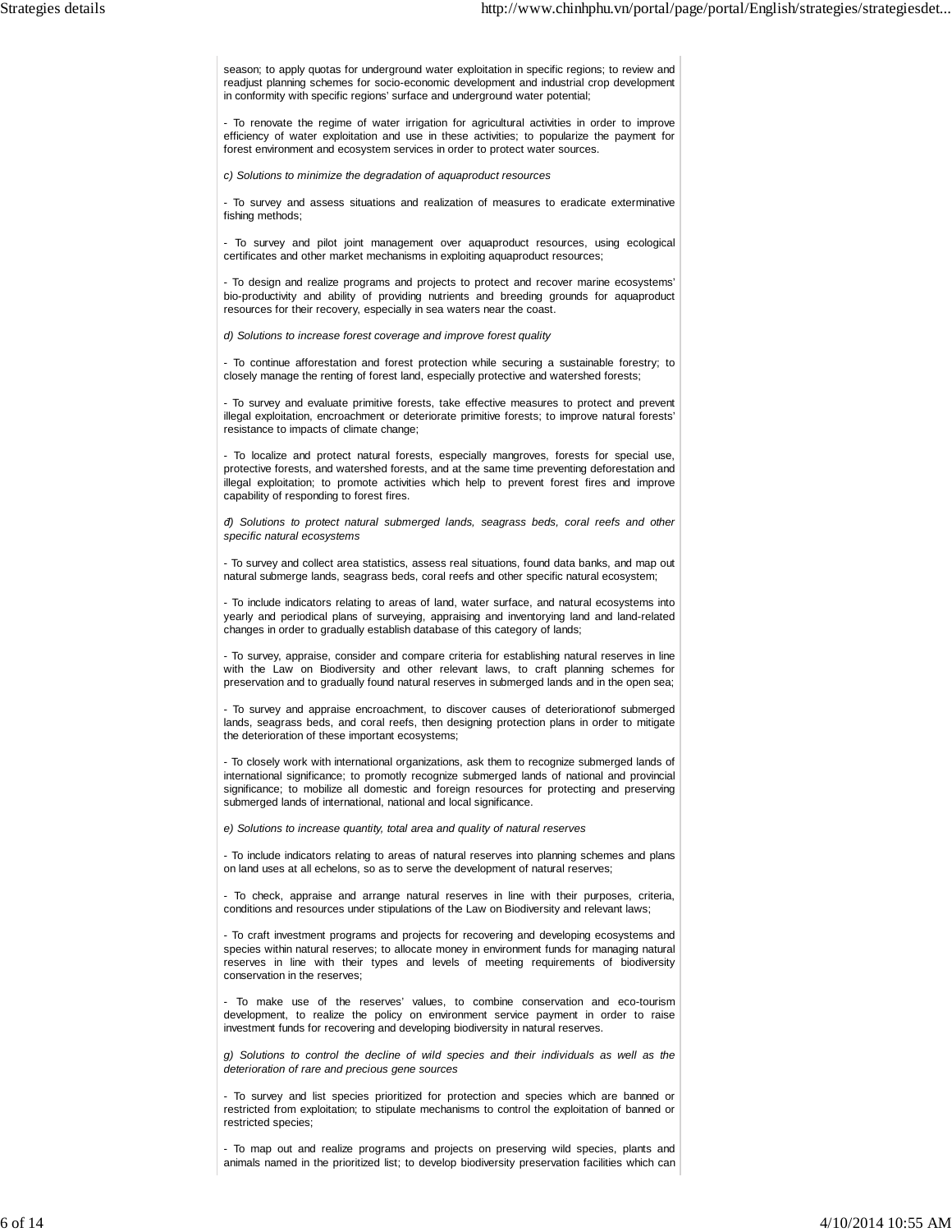season; to apply quotas for underground water exploitation in specific regions; to review and readjust planning schemes for socio-economic development and industrial crop development in conformity with specific regions' surface and underground water potential;

- To renovate the regime of water irrigation for agricultural activities in order to improve efficiency of water exploitation and use in these activities; to popularize the payment for forest environment and ecosystem services in order to protect water sources.

*c) Solutions to minimize the degradation of aquaproduct resources*

- To survey and assess situations and realization of measures to eradicate exterminative fishing methods;

- To survey and pilot joint management over aquaproduct resources, using ecological certificates and other market mechanisms in exploiting aquaproduct resources;

- To design and realize programs and projects to protect and recover marine ecosystems' bio-productivity and ability of providing nutrients and breeding grounds for aquaproduct resources for their recovery, especially in sea waters near the coast.

*d) Solutions to increase forest coverage and improve forest quality*

- To continue afforestation and forest protection while securing a sustainable forestry; to closely manage the renting of forest land, especially protective and watershed forests;

- To survey and evaluate primitive forests, take effective measures to protect and prevent illegal exploitation, encroachment or deteriorate primitive forests; to improve natural forests' resistance to impacts of climate change;

- To localize and protect natural forests, especially mangroves, forests for special use, protective forests, and watershed forests, and at the same time preventing deforestation and illegal exploitation; to promote activities which help to prevent forest fires and improve capability of responding to forest fires.

*đ) Solutions to protect natural submerged lands, seagrass beds, coral reefs and other specific natural ecosystems*

- To survey and collect area statistics, assess real situations, found data banks, and map out natural submerge lands, seagrass beds, coral reefs and other specific natural ecosystem;

- To include indicators relating to areas of land, water surface, and natural ecosystems into yearly and periodical plans of surveying, appraising and inventorying land and land-related changes in order to gradually establish database of this category of lands;

- To survey, appraise, consider and compare criteria for establishing natural reserves in line with the Law on Biodiversity and other relevant laws, to craft planning schemes for preservation and to gradually found natural reserves in submerged lands and in the open sea;

- To survey and appraise encroachment, to discover causes of deteriorationof submerged lands, seagrass beds, and coral reefs, then designing protection plans in order to mitigate the deterioration of these important ecosystems;

- To closely work with international organizations, ask them to recognize submerged lands of international significance; to promotly recognize submerged lands of national and provincial significance; to mobilize all domestic and foreign resources for protecting and preserving submerged lands of international, national and local significance.

*e) Solutions to increase quantity, total area and quality of natural reserves*

- To include indicators relating to areas of natural reserves into planning schemes and plans on land uses at all echelons, so as to serve the development of natural reserves;

- To check, appraise and arrange natural reserves in line with their purposes, criteria, conditions and resources under stipulations of the Law on Biodiversity and relevant laws;

- To craft investment programs and projects for recovering and developing ecosystems and species within natural reserves; to allocate money in environment funds for managing natural reserves in line with their types and levels of meeting requirements of biodiversity conservation in the reserves;

- To make use of the reserves' values, to combine conservation and eco-tourism development, to realize the policy on environment service payment in order to raise investment funds for recovering and developing biodiversity in natural reserves.

*g) Solutions to control the decline of wild species and their individuals as well as the deterioration of rare and precious gene sources*

- To survey and list species prioritized for protection and species which are banned or restricted from exploitation; to stipulate mechanisms to control the exploitation of banned or restricted species;

- To map out and realize programs and projects on preserving wild species, plants and animals named in the prioritized list; to develop biodiversity preservation facilities which can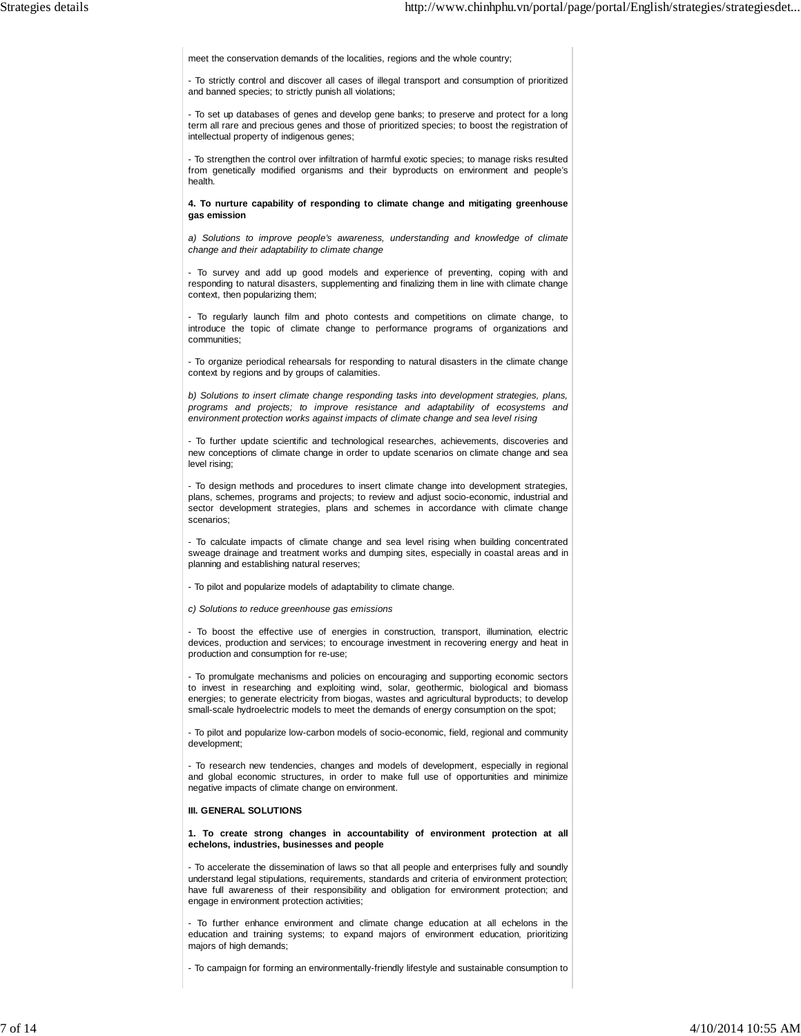meet the conservation demands of the localities, regions and the whole country;

- To strictly control and discover all cases of illegal transport and consumption of prioritized and banned species; to strictly punish all violations;

- To set up databases of genes and develop gene banks; to preserve and protect for a long term all rare and precious genes and those of prioritized species; to boost the registration of intellectual property of indigenous genes;

- To strengthen the control over infiltration of harmful exotic species; to manage risks resulted from genetically modified organisms and their byproducts on environment and people's health.

**4. To nurture capability of responding to climate change and mitigating greenhouse gas emission**

*a) Solutions to improve people's awareness, understanding and knowledge of climate change and their adaptability to climate change*

- To survey and add up good models and experience of preventing, coping with and responding to natural disasters, supplementing and finalizing them in line with climate change context, then popularizing them;

- To regularly launch film and photo contests and competitions on climate change, to introduce the topic of climate change to performance programs of organizations and communities;

- To organize periodical rehearsals for responding to natural disasters in the climate change context by regions and by groups of calamities.

*b) Solutions to insert climate change responding tasks into development strategies, plans, programs and projects; to improve resistance and adaptability of ecosystems and environment protection works against impacts of climate change and sea level rising*

- To further update scientific and technological researches, achievements, discoveries and new conceptions of climate change in order to update scenarios on climate change and sea level rising;

- To design methods and procedures to insert climate change into development strategies, plans, schemes, programs and projects; to review and adjust socio-economic, industrial and sector development strategies, plans and schemes in accordance with climate change scenarios;

- To calculate impacts of climate change and sea level rising when building concentrated sweage drainage and treatment works and dumping sites, especially in coastal areas and in planning and establishing natural reserves;

- To pilot and popularize models of adaptability to climate change.

*c) Solutions to reduce greenhouse gas emissions*

- To boost the effective use of energies in construction, transport, illumination, electric devices, production and services; to encourage investment in recovering energy and heat in production and consumption for re-use;

- To promulgate mechanisms and policies on encouraging and supporting economic sectors to invest in researching and exploiting wind, solar, geothermic, biological and biomass energies; to generate electricity from biogas, wastes and agricultural byproducts; to develop small-scale hydroelectric models to meet the demands of energy consumption on the spot;

- To pilot and popularize low-carbon models of socio-economic, field, regional and community development;

- To research new tendencies, changes and models of development, especially in regional and global economic structures, in order to make full use of opportunities and minimize negative impacts of climate change on environment.

**III. GENERAL SOLUTIONS**

**1. To create strong changes in accountability of environment protection at all echelons, industries, businesses and people**

- To accelerate the dissemination of laws so that all people and enterprises fully and soundly understand legal stipulations, requirements, standards and criteria of environment protection; have full awareness of their responsibility and obligation for environment protection; and engage in environment protection activities;

- To further enhance environment and climate change education at all echelons in the education and training systems; to expand majors of environment education, prioritizing majors of high demands;

- To campaign for forming an environmentally-friendly lifestyle and sustainable consumption to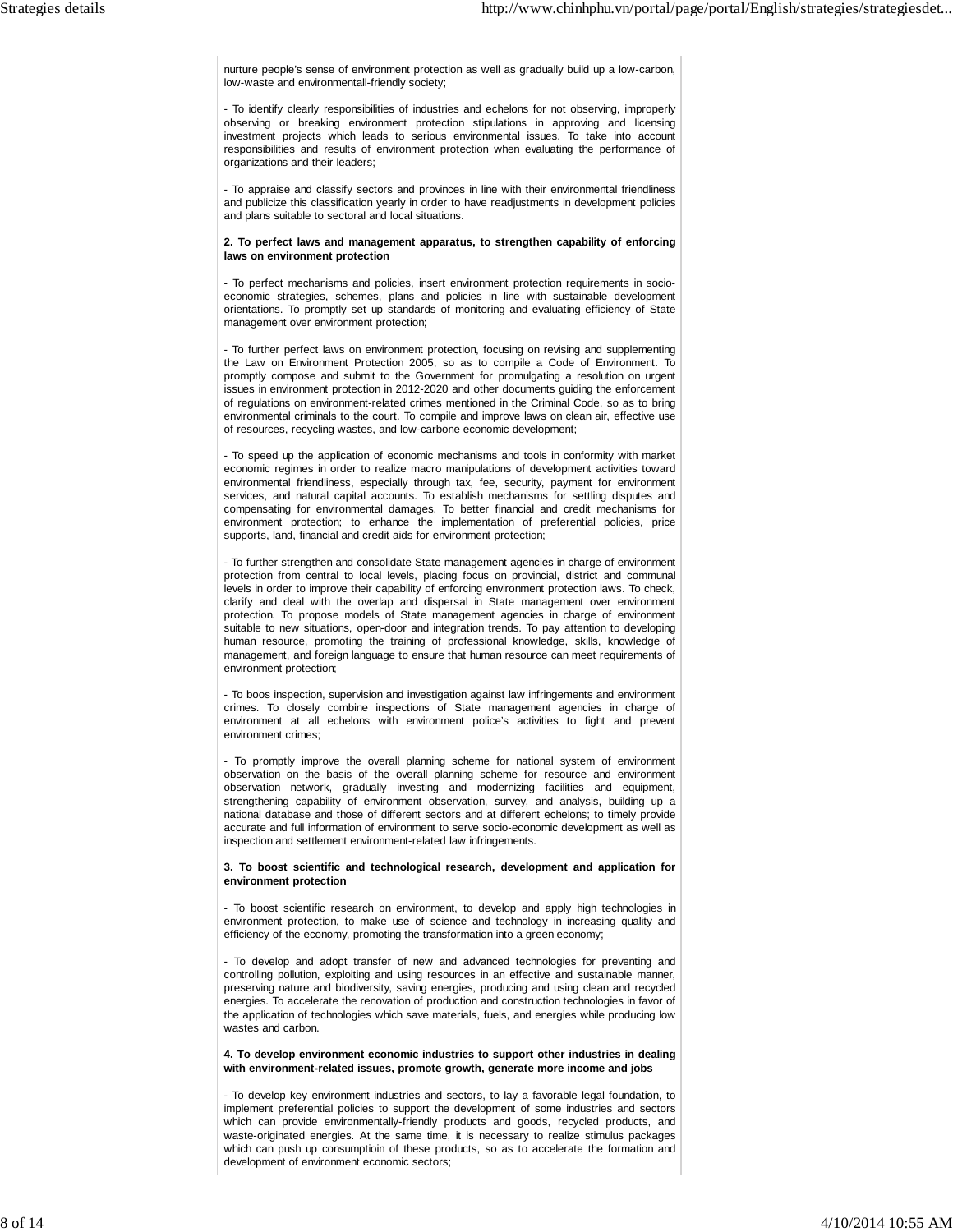nurture people's sense of environment protection as well as gradually build up a low-carbon, low-waste and environmentall-friendly society;

- To identify clearly responsibilities of industries and echelons for not observing, improperly observing or breaking environment protection stipulations in approving and licensing investment projects which leads to serious environmental issues. To take into account responsibilities and results of environment protection when evaluating the performance of organizations and their leaders;

- To appraise and classify sectors and provinces in line with their environmental friendliness and publicize this classification yearly in order to have readjustments in development policies and plans suitable to sectoral and local situations.

**2. To perfect laws and management apparatus, to strengthen capability of enforcing laws on environment protection**

- To perfect mechanisms and policies, insert environment protection requirements in socio-economic strategies, schemes, plans and policies in line with sustainable development orientations. To promptly set up standards of monitoring and evaluating efficiency of State management over environment protection;

- To further perfect laws on environment protection, focusing on revising and supplementing the Law on Environment Protection 2005, so as to compile a Code of Environment. To promptly compose and submit to the Government for promulgating a resolution on urgent issues in environment protection in 2012-2020 and other documents guiding the enforcement of regulations on environment-related crimes mentioned in the Criminal Code, so as to bring environmental criminals to the court. To compile and improve laws on clean air, effective use of resources, recycling wastes, and low-carbone economic development;

- To speed up the application of economic mechanisms and tools in conformity with market economic regimes in order to realize macro manipulations of development activities toward environmental friendliness, especially through tax, fee, security, payment for environment services, and natural capital accounts. To establish mechanisms for settling disputes and compensating for environmental damages. To better financial and credit mechanisms for environment protection; to enhance the implementation of preferential policies, price supports, land, financial and credit aids for environment protection;

- To further strengthen and consolidate State management agencies in charge of environment protection from central to local levels, placing focus on provincial, district and communal levels in order to improve their capability of enforcing environment protection laws. To check, clarify and deal with the overlap and dispersal in State management over environment protection. To propose models of State management agencies in charge of environment suitable to new situations, open-door and integration trends. To pay attention to developing human resource, promoting the training of professional knowledge, skills, knowledge of management, and foreign language to ensure that human resource can meet requirements of environment protection;

- To boos inspection, supervision and investigation against law infringements and environment crimes. To closely combine inspections of State management agencies in charge of environment at all echelons with environment police's activities to fight and prevent environment crimes;

- To promptly improve the overall planning scheme for national system of environment observation on the basis of the overall planning scheme for resource and environment observation network, gradually investing and modernizing facilities and equipment, strengthening capability of environment observation, survey, and analysis, building up a national database and those of different sectors and at different echelons; to timely provide accurate and full information of environment to serve socio-economic development as well as inspection and settlement environment-related law infringements.

**3. To boost scientific and technological research, development and application for environment protection**

- To boost scientific research on environment, to develop and apply high technologies in environment protection, to make use of science and technology in increasing quality and efficiency of the economy, promoting the transformation into a green economy;

- To develop and adopt transfer of new and advanced technologies for preventing and controlling pollution, exploiting and using resources in an effective and sustainable manner, preserving nature and biodiversity, saving energies, producing and using clean and recycled energies. To accelerate the renovation of production and construction technologies in favor of the application of technologies which save materials, fuels, and energies while producing low wastes and carbon.

**4. To develop environment economic industries to support other industries in dealing with environment-related issues, promote growth, generate more income and jobs**

- To develop key environment industries and sectors, to lay a favorable legal foundation, to implement preferential policies to support the development of some industries and sectors which can provide environmentally-friendly products and goods, recycled products, and waste-originated energies. At the same time, it is necessary to realize stimulus packages which can push up consumptioin of these products, so as to accelerate the formation and development of environment economic sectors;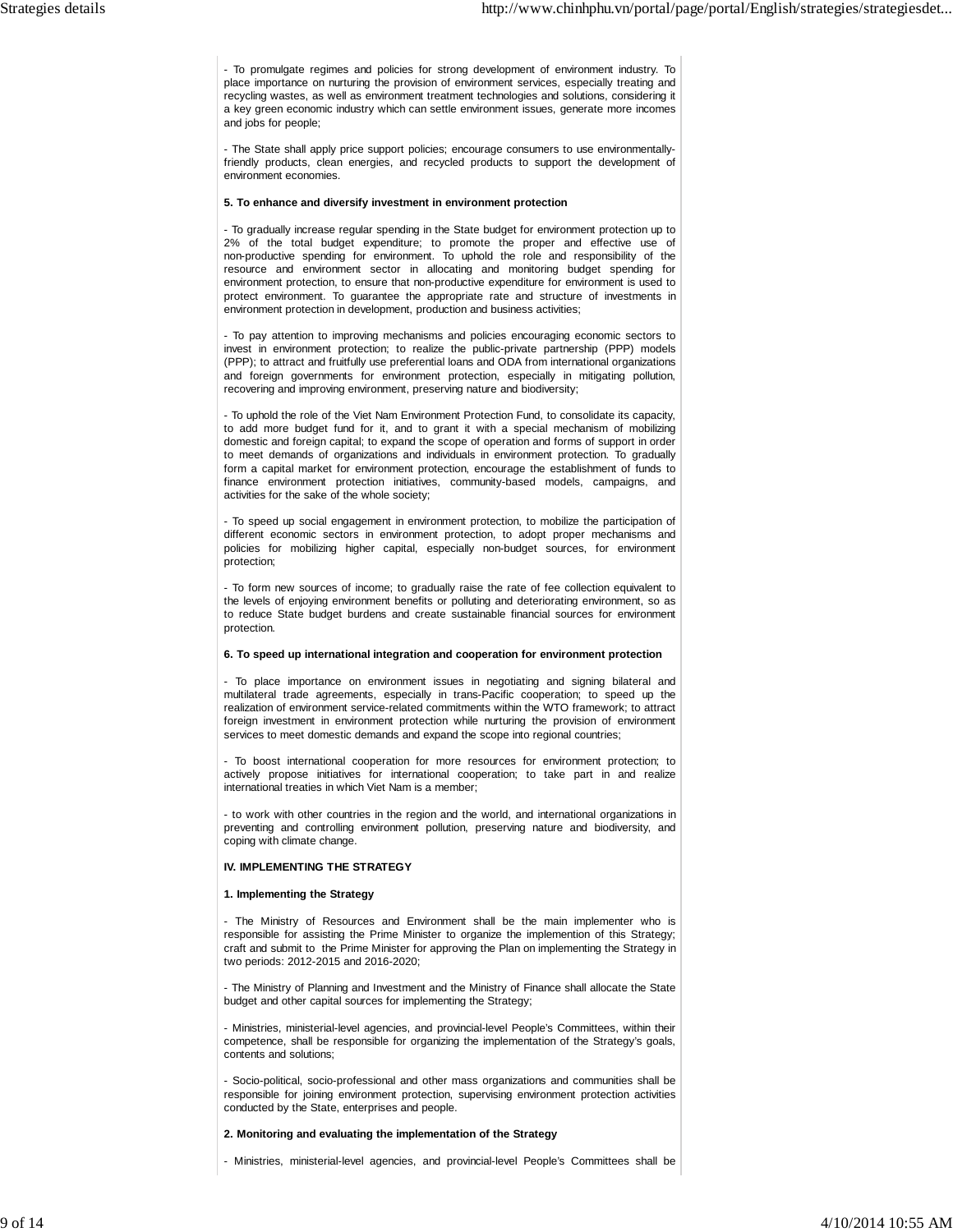- To promulgate regimes and policies for strong development of environment industry. To place importance on nurturing the provision of environment services, especially treating and recycling wastes, as well as environment treatment technologies and solutions, considering it a key green economic industry which can settle environment issues, generate more incomes and jobs for people;

- The State shall apply price support policies; encourage consumers to use environmentally-friendly products, clean energies, and recycled products to support the development of environment economies.

**5. To enhance and diversify investment in environment protection**

- To gradually increase regular spending in the State budget for environment protection up to 2% of the total budget expenditure; to promote the proper and effective use of non-productive spending for environment. To uphold the role and responsibility of the resource and environment sector in allocating and monitoring budget spending for environment protection, to ensure that non-productive expenditure for environment is used to protect environment. To guarantee the appropriate rate and structure of investments in environment protection in development, production and business activities;

- To pay attention to improving mechanisms and policies encouraging economic sectors to invest in environment protection; to realize the public-private partnership (PPP) models (PPP); to attract and fruitfully use preferential loans and ODA from international organizations and foreign governments for environment protection, especially in mitigating pollution, recovering and improving environment, preserving nature and biodiversity;

- To uphold the role of the Viet Nam Environment Protection Fund, to consolidate its capacity, to add more budget fund for it, and to grant it with a special mechanism of mobilizing domestic and foreign capital; to expand the scope of operation and forms of support in order to meet demands of organizations and individuals in environment protection. To gradually form a capital market for environment protection, encourage the establishment of funds to finance environment protection initiatives, community-based models, campaigns, and activities for the sake of the whole society;

- To speed up social engagement in environment protection, to mobilize the participation of different economic sectors in environment protection, to adopt proper mechanisms and policies for mobilizing higher capital, especially non-budget sources, for environment protection;

- To form new sources of income; to gradually raise the rate of fee collection equivalent to the levels of enjoying environment benefits or polluting and deteriorating environment, so as to reduce State budget burdens and create sustainable financial sources for environment protection.

**6. To speed up international integration and cooperation for environment protection**

- To place importance on environment issues in negotiating and signing bilateral and multilateral trade agreements, especially in trans-Pacific cooperation; to speed up the realization of environment service-related commitments within the WTO framework; to attract foreign investment in environment protection while nurturing the provision of environment services to meet domestic demands and expand the scope into regional countries;

- To boost international cooperation for more resources for environment protection; to actively propose initiatives for international cooperation; to take part in and realize international treaties in which Viet Nam is a member;

- to work with other countries in the region and the world, and international organizations in preventing and controlling environment pollution, preserving nature and biodiversity, and coping with climate change.

**IV. IMPLEMENTING THE STRATEGY**

**1. Implementing the Strategy**

- The Ministry of Resources and Environment shall be the main implementer who is responsible for assisting the Prime Minister to organize the implemention of this Strategy; craft and submit to the Prime Minister for approving the Plan on implementing the Strategy in two periods: 2012-2015 and 2016-2020;

- The Ministry of Planning and Investment and the Ministry of Finance shall allocate the State budget and other capital sources for implementing the Strategy;

- Ministries, ministerial-level agencies, and provincial-level People's Committees, within their competence, shall be responsible for organizing the implementation of the Strategy's goals, contents and solutions;

- Socio-political, socio-professional and other mass organizations and communities shall be responsible for joining environment protection, supervising environment protection activities conducted by the State, enterprises and people.

**2. Monitoring and evaluating the implementation of the Strategy**

- Ministries, ministerial-level agencies, and provincial-level People's Committees shall be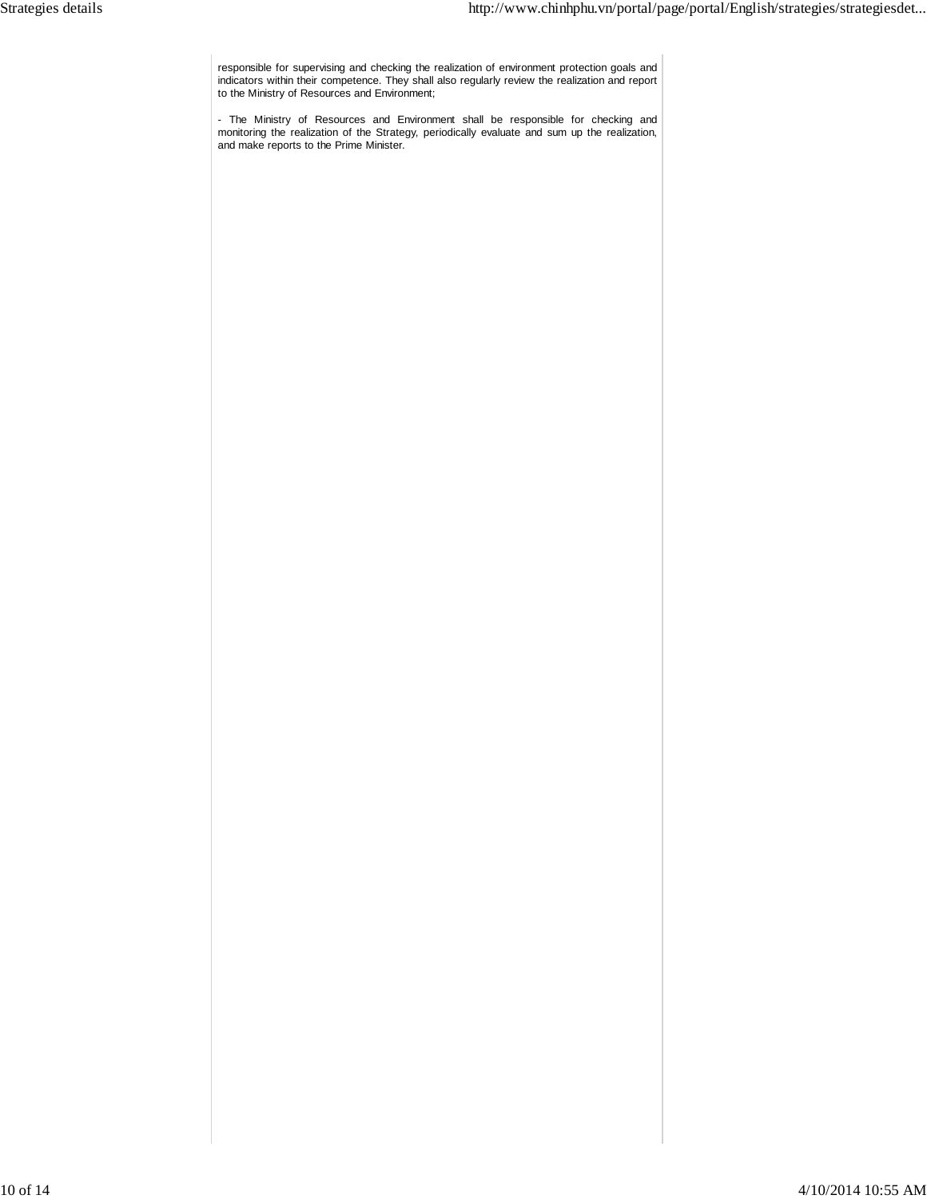responsible for supervising and checking the realization of environment protection goals and indicators within their competence. They shall also regularly review the realization and report to the Ministry of Resources and Environment;

- The Ministry of Resources and Environment shall be responsible for checking and monitoring the realization of the Strategy, periodically evaluate and sum up the realization, and make reports to the Prime Minister.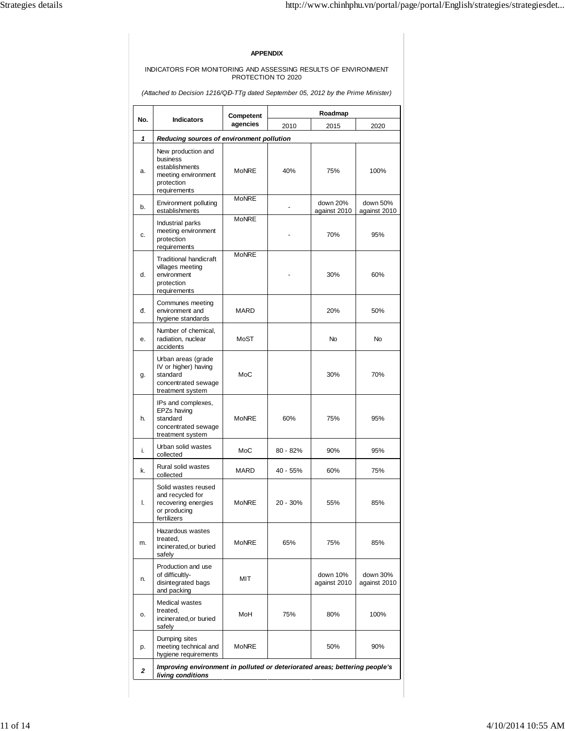**APPENDIX**

INDICATORS FOR MONITORING AND ASSESSING RESULTS OF ENVIRONMENT PROTECTION TO 2020

*(Attached to Decision 1216/QĐ-TTg dated September 05, 2012 by the Prime Minister)*

| No. | Indicators | Competent agencies | Roadmap | | |
|---|---|---|---|---|---|
| | | | 2010 | 2015 | 2020 |
| ***1*** | ***Reducing sources of environment pollution*** | | | | |
| a. | New production and business establishments meeting environment protection requirements | MoNRE | 40% | 75% | 100% |
| b. | Environment polluting establishments | MoNRE | - | down 20% against 2010 | down 50% against 2010 |
| c. | Industrial parks meeting environment protection requirements | MoNRE | - | 70% | 95% |
| d. | Traditional handicraft villages meeting environment protection requirements | MoNRE | - | 30% | 60% |
| đ. | Communes meeting environment and hygiene standards | MARD | | 20% | 50% |
| e. | Number of chemical, radiation, nuclear accidents | MoST | | No | No |
| g. | Urban areas (grade IV or higher) having standard concentrated sewage treatment system | MoC | | 30% | 70% |
| h. | IPs and complexes, EPZs having standard concentrated sewage treatment system | MoNRE | 60% | 75% | 95% |
| i. | Urban solid wastes collected | MoC | 80 - 82% | 90% | 95% |
| k. | Rural solid wastes collected | MARD | 40 - 55% | 60% | 75% |
| l. | Solid wastes reused and recycled for recovering energies or producing fertilizers | MoNRE | 20 - 30% | 55% | 85% |
| m. | Hazardous wastes treated, incinerated,or buried safely | MoNRE | 65% | 75% | 85% |
| n. | Production and use of difficultly-disintegrated bags and packing | MIT | | down 10% against 2010 | down 30% against 2010 |
| o. | Medical wastes treated, incinerated,or buried safely | MoH | 75% | 80% | 100% |
| p. | Dumping sites meeting technical and hygiene requirements | MoNRE | | 50% | 90% |
| ***2*** | ***Improving environment in polluted or deteriorated areas; bettering people's living conditions*** | | | | |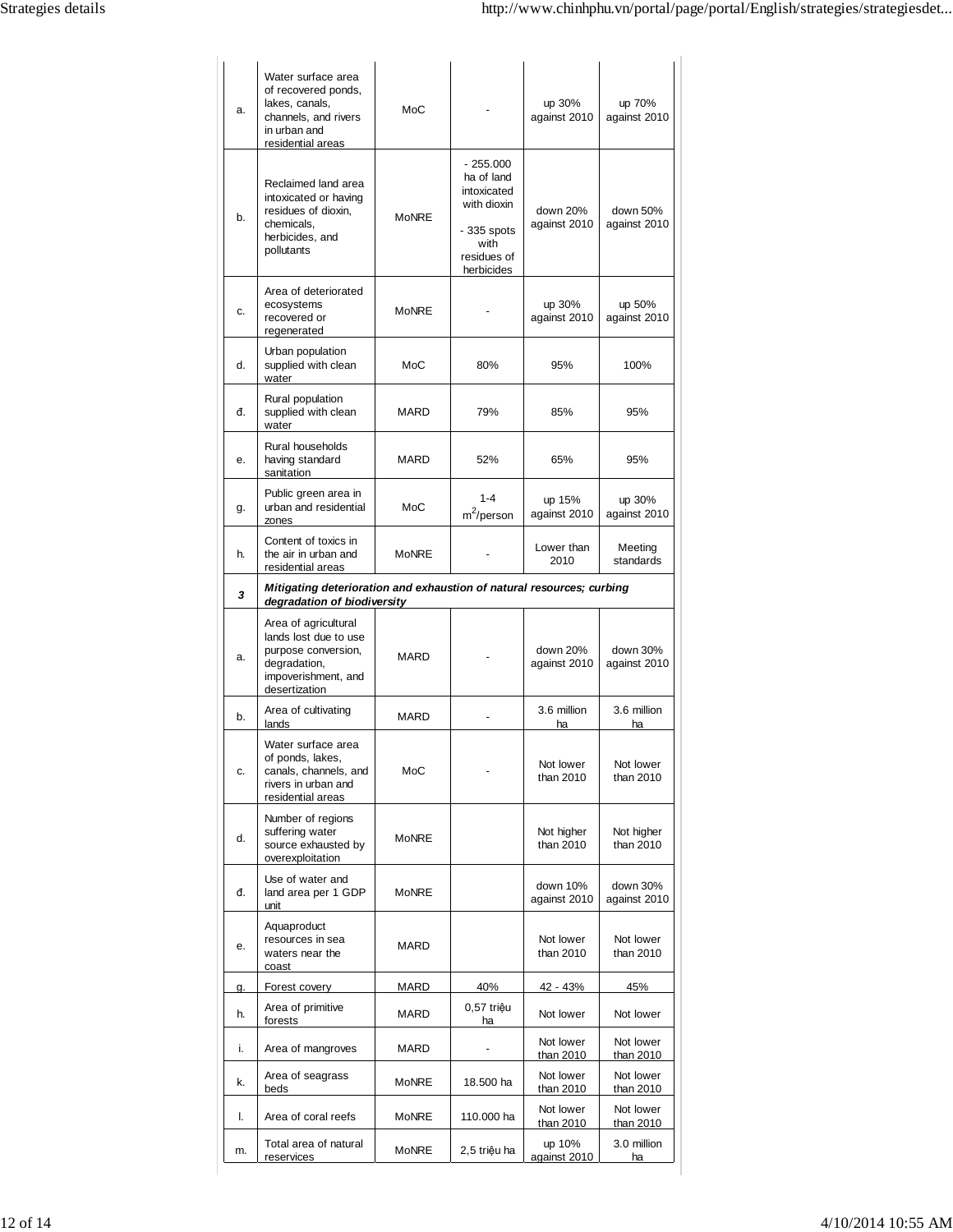| | | | | | |
|---|---|---|---|---|---|
| a. | Water surface area of recovered ponds, lakes, canals, channels, and rivers in urban and residential areas | MoC | - | up 30% against 2010 | up 70% against 2010 |
| b. | Reclaimed land area intoxicated or having residues of dioxin, chemicals, herbicides, and pollutants | MoNRE | - 255.000 ha of land intoxicated with dioxin<br>- 335 spots with residues of herbicides | down 20% against 2010 | down 50% against 2010 |
| c. | Area of deteriorated ecosystems recovered or regenerated | MoNRE | - | up 30% against 2010 | up 50% against 2010 |
| d. | Urban population supplied with clean water | MoC | 80% | 95% | 100% |
| đ. | Rural population supplied with clean water | MARD | 79% | 85% | 95% |
| e. | Rural households having standard sanitation | MARD | 52% | 65% | 95% |
| g. | Public green area in urban and residential zones | MoC | 1-4 $m^2$/person | up 15% against 2010 | up 30% against 2010 |
| h. | Content of toxics in the air in urban and residential areas | MoNRE | - | Lower than 2010 | Meeting standards |
| ***3*** | ***Mitigating deterioration and exhaustion of natural resources; curbing degradation of biodiversity*** | | | | |
| a. | Area of agricultural lands lost due to use purpose conversion, degradation, impoverishment, and desertization | MARD | - | down 20% against 2010 | down 30% against 2010 |
| b. | Area of cultivating lands | MARD | - | 3.6 million ha | 3.6 million ha |
| c. | Water surface area of ponds, lakes, canals, channels, and rivers in urban and residential areas | MoC | - | Not lower than 2010 | Not lower than 2010 |
| d. | Number of regions suffering water source exhausted by overexploitation | MoNRE | | Not higher than 2010 | Not higher than 2010 |
| đ. | Use of water and land area per 1 GDP unit | MoNRE | | down 10% against 2010 | down 30% against 2010 |
| e. | Aquaproduct resources in sea waters near the coast | MARD | | Not lower than 2010 | Not lower than 2010 |
| g. | Forest covery | MARD | 40% | 42 - 43% | 45% |
| h. | Area of primitive forests | MARD | 0,57 triệu ha | Not lower | Not lower |
| i. | Area of mangroves | MARD | - | Not lower than 2010 | Not lower than 2010 |
| k. | Area of seagrass beds | MoNRE | 18.500 ha | Not lower than 2010 | Not lower than 2010 |
| l. | Area of coral reefs | MoNRE | 110.000 ha | Not lower than 2010 | Not lower than 2010 |
| m. | Total area of natural reservices | MoNRE | 2,5 triệu ha | up 10% against 2010 | 3.0 million ha |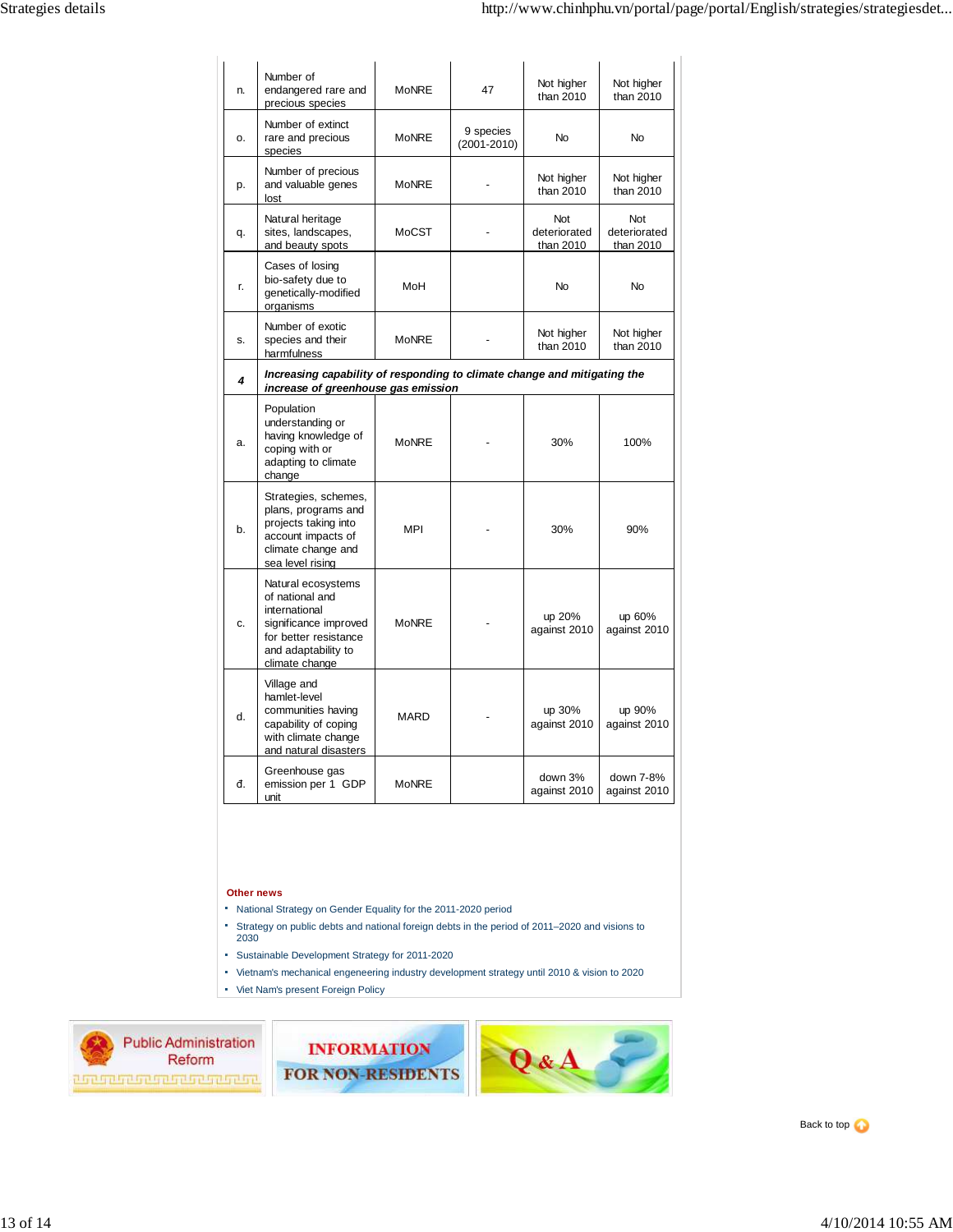| | | | | | |
|---|---|---|---|---|---|
| n. | Number of endangered rare and precious species | MoNRE | 47 | Not higher than 2010 | Not higher than 2010 |
| o. | Number of extinct rare and precious species | MoNRE | 9 species (2001-2010) | No | No |
| p. | Number of precious and valuable genes lost | MoNRE | - | Not higher than 2010 | Not higher than 2010 |
| q. | Natural heritage sites, landscapes, and beauty spots | MoCST | - | Not deteriorated than 2010 | Not deteriorated than 2010 |
| r. | Cases of losing bio-safety due to genetically-modified organisms | MoH | | No | No |
| s. | Number of exotic species and their harmfulness | MoNRE | - | Not higher than 2010 | Not higher than 2010 |
| ***4*** | ***Increasing capability of responding to climate change and mitigating the increase of greenhouse gas emission*** | | | | |
| a. | Population understanding or having knowledge of coping with or adapting to climate change | MoNRE | - | 30% | 100% |
| b. | Strategies, schemes, plans, programs and projects taking into account impacts of climate change and sea level rising | MPI | - | 30% | 90% |
| c. | Natural ecosystems of national and international significance improved for better resistance and adaptability to climate change | MoNRE | - | up 20% against 2010 | up 60% against 2010 |
| d. | Village and hamlet-level communities having capability of coping with climate change and natural disasters | MARD | - | up 30% against 2010 | up 90% against 2010 |
| đ. | Greenhouse gas emission per 1 GDP unit | MoNRE | | down 3% against 2010 | down 7-8% against 2010 |

**Other news**

- National Strategy on Gender Equality for the 2011-2020 period
- Strategy on public debts and national foreign debts in the period of 2011–2020 and visions to 2030
- Sustainable Development Strategy for 2011-2020
- Vietnam's mechanical engeneering industry development strategy until 2010 & vision to 2020
- Viet Nam's present Foreign Policy

Public Administration Reform | INFORMATION FOR NON-RESIDENTS | Q & A

Back to top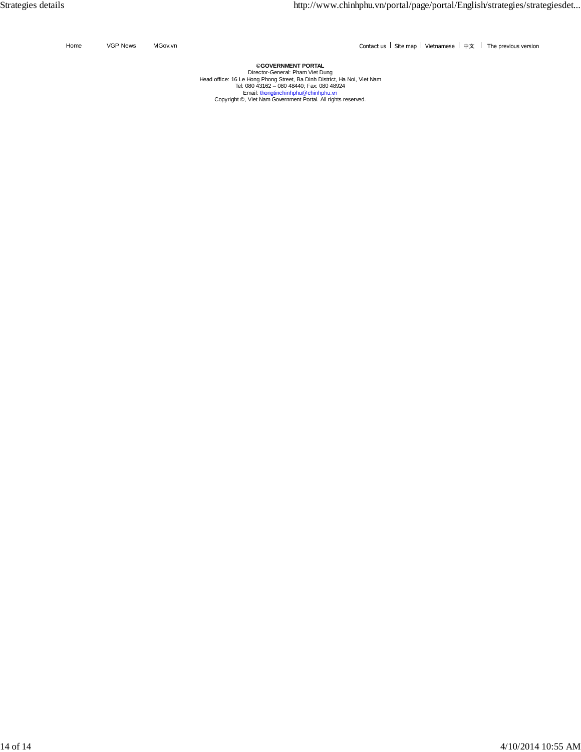Home VGP News MGov.vn

Contact us | Site map | Vietnamese | 中文 | The previous version

**©GOVERNMENT PORTAL**
Director-General: Pham Viet Dung
Head office: 16 Le Hong Phong Street, Ba Dinh District, Ha Noi, Viet Nam
Tel: 080 43162 – 080 48440; Fax: 080 48924
Email: thongtinchinhphu@chinhphu.vn
Copyright ©, Viet Nam Government Portal. All rights reserved.